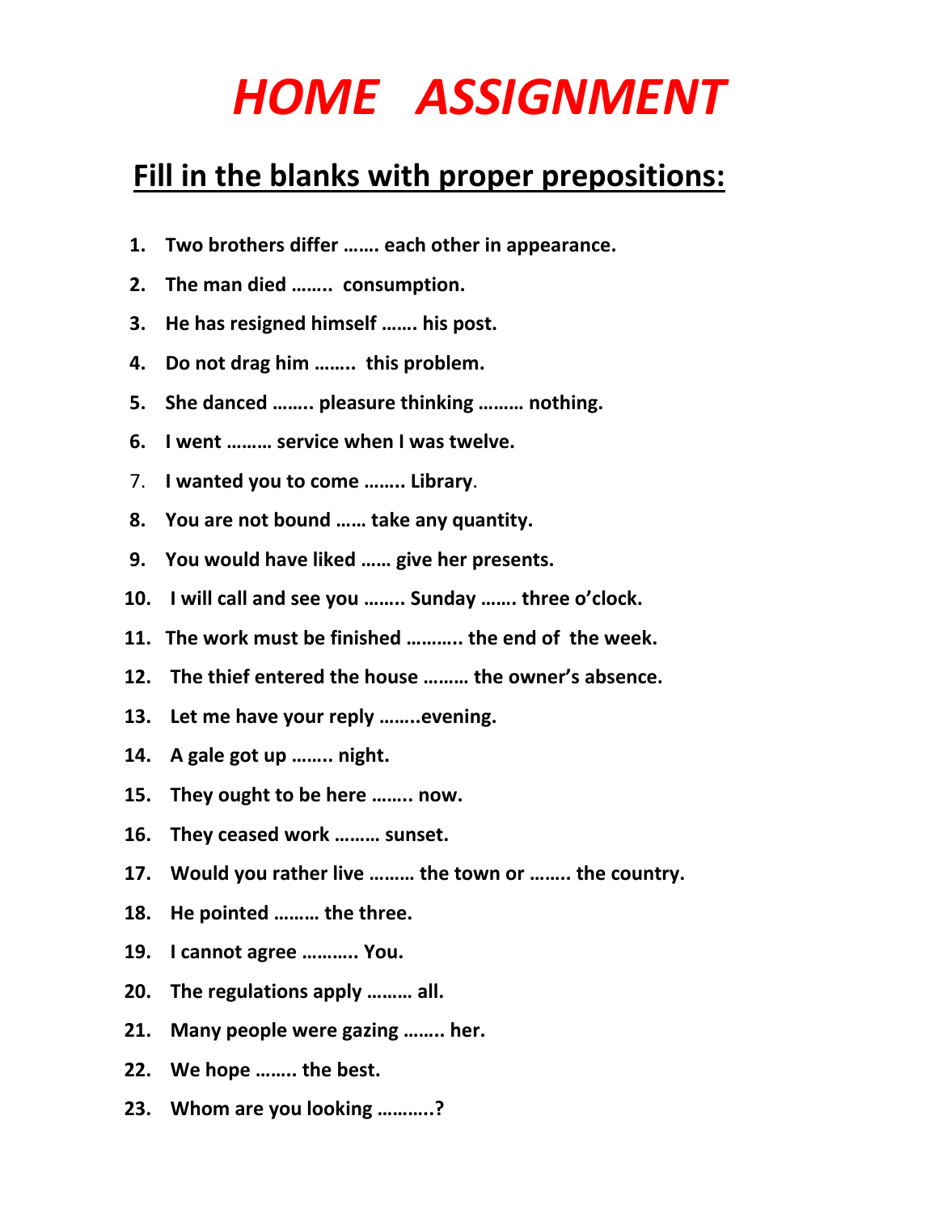# *HOME ASSIGNMENT*

## Fill in the blanks with proper prepositions:

1. **Two brothers differ ……. each other in appearance.**
2. **The man died …….. consumption.**
3. **He has resigned himself ……. his post.**
4. **Do not drag him …….. this problem.**
5. **She danced …….. pleasure thinking ……… nothing.**
6. **I went ……… service when I was twelve.**
7. **I wanted you to come …….. Library**.
8. **You are not bound …… take any quantity.**
9. **You would have liked …… give her presents.**
10. **I will call and see you …….. Sunday ……. three o'clock.**
11. **The work must be finished ……….. the end of the week.**
12. **The thief entered the house ……… the owner's absence.**
13. **Let me have your reply ……..evening.**
14. **A gale got up …….. night.**
15. **They ought to be here …….. now.**
16. **They ceased work ……… sunset.**
17. **Would you rather live ……… the town or …….. the country.**
18. **He pointed ……… the three.**
19. **I cannot agree ……….. You.**
20. **The regulations apply ……… all.**
21. **Many people were gazing …….. her.**
22. **We hope …….. the best.**
23. **Whom are you looking ………..?**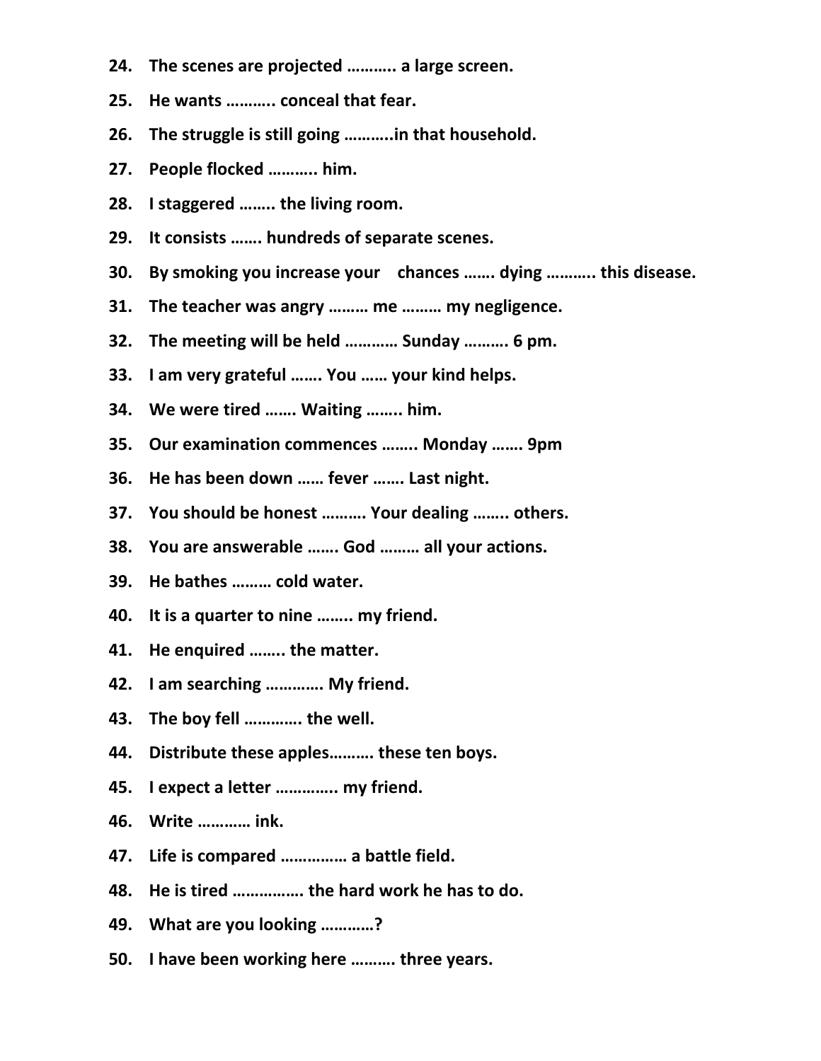24. The scenes are projected ……….. a large screen.
25. He wants ……….. conceal that fear.
26. The struggle is still going ………..in that household.
27. People flocked ……….. him.
28. I staggered …….. the living room.
29. It consists ……. hundreds of separate scenes.
30. By smoking you increase your chances ……. dying ……….. this disease.
31. The teacher was angry ……… me ……… my negligence.
32. The meeting will be held ………… Sunday ………. 6 pm.
33. I am very grateful ……. You …… your kind helps.
34. We were tired ……. Waiting …….. him.
35. Our examination commences …….. Monday ……. 9pm
36. He has been down …… fever ……. Last night.
37. You should be honest ………. Your dealing …….. others.
38. You are answerable ……. God ……… all your actions.
39. He bathes ……… cold water.
40. It is a quarter to nine …….. my friend.
41. He enquired …….. the matter.
42. I am searching ………… My friend.
43. The boy fell ………… the well.
44. Distribute these apples………. these ten boys.
45. I expect a letter …………. my friend.
46. Write ………… ink.
47. Life is compared …………… a battle field.
48. He is tired ……………. the hard work he has to do.
49. What are you looking …………?
50. I have been working here ………. three years.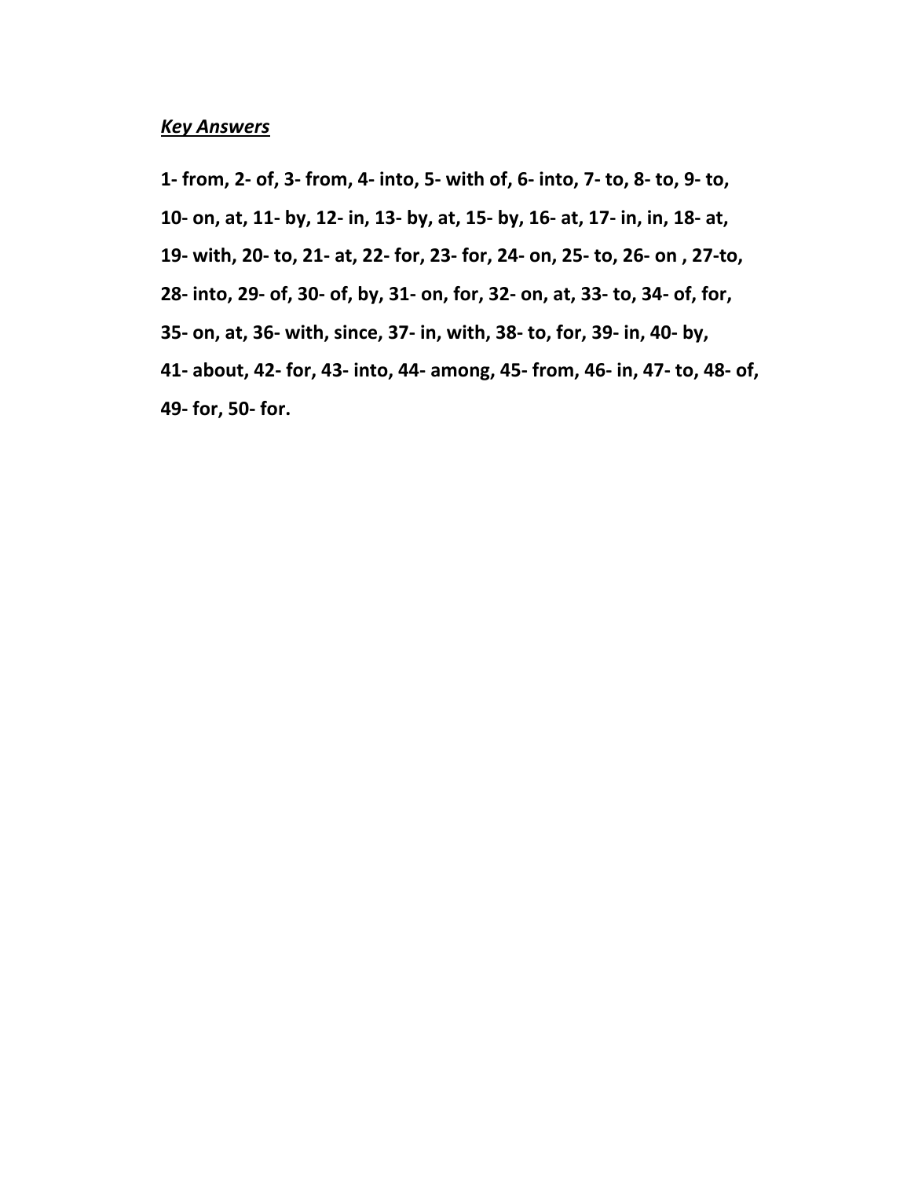***Key Answers***

**1- from, 2- of, 3- from, 4- into, 5- with of, 6- into, 7- to, 8- to, 9- to, 10- on, at, 11- by, 12- in, 13- by, at, 15- by, 16- at, 17- in, in, 18- at, 19- with, 20- to, 21- at, 22- for, 23- for, 24- on, 25- to, 26- on , 27-to, 28- into, 29- of, 30- of, by, 31- on, for, 32- on, at, 33- to, 34- of, for, 35- on, at, 36- with, since, 37- in, with, 38- to, for, 39- in, 40- by, 41- about, 42- for, 43- into, 44- among, 45- from, 46- in, 47- to, 48- of, 49- for, 50- for.**